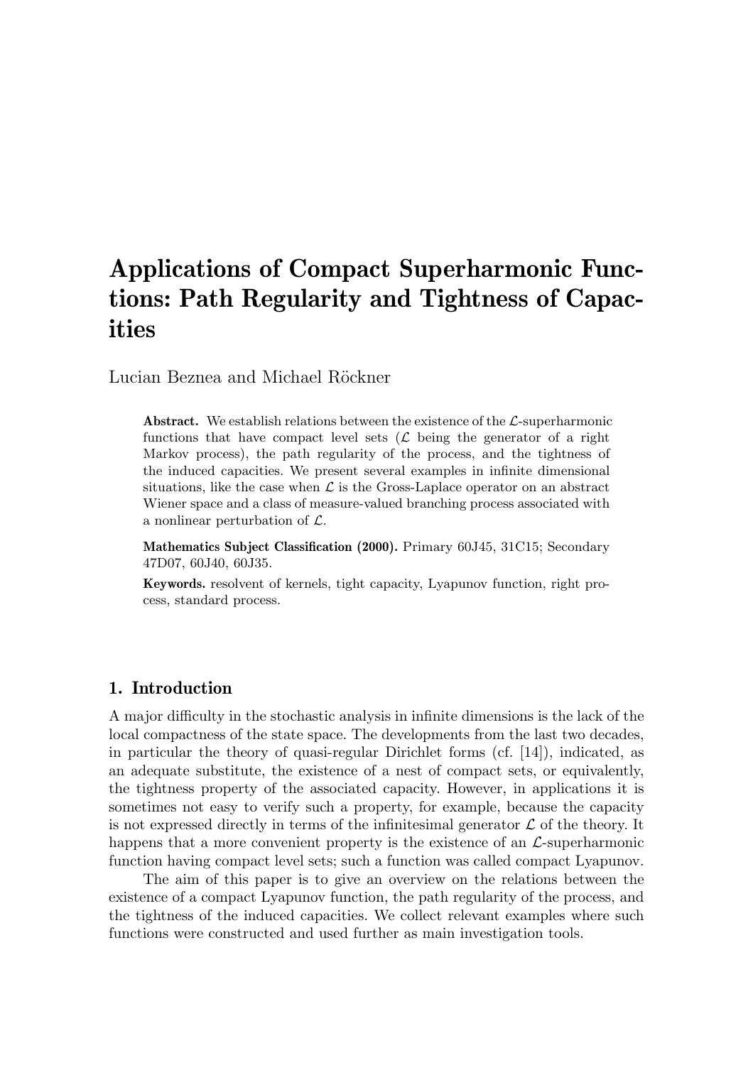# Applications of Compact Superharmonic Functions: Path Regularity and Tightness of Capacities

Lucian Beznea and Michael Röckner

**Abstract.** We establish relations between the existence of the $\mathcal{L}$-superharmonic functions that have compact level sets ($\mathcal{L}$ being the generator of a right Markov process), the path regularity of the process, and the tightness of the induced capacities. We present several examples in infinite dimensional situations, like the case when $\mathcal{L}$ is the Gross-Laplace operator on an abstract Wiener space and a class of measure-valued branching process associated with a nonlinear perturbation of $\mathcal{L}$.

**Mathematics Subject Classification (2000).** Primary 60J45, 31C15; Secondary 47D07, 60J40, 60J35.

**Keywords.** resolvent of kernels, tight capacity, Lyapunov function, right process, standard process.

## 1. Introduction

A major difficulty in the stochastic analysis in infinite dimensions is the lack of the local compactness of the state space. The developments from the last two decades, in particular the theory of quasi-regular Dirichlet forms (cf. [14]), indicated, as an adequate substitute, the existence of a nest of compact sets, or equivalently, the tightness property of the associated capacity. However, in applications it is sometimes not easy to verify such a property, for example, because the capacity is not expressed directly in terms of the infinitesimal generator $\mathcal{L}$ of the theory. It happens that a more convenient property is the existence of an $\mathcal{L}$-superharmonic function having compact level sets; such a function was called compact Lyapunov.

The aim of this paper is to give an overview on the relations between the existence of a compact Lyapunov function, the path regularity of the process, and the tightness of the induced capacities. We collect relevant examples where such functions were constructed and used further as main investigation tools.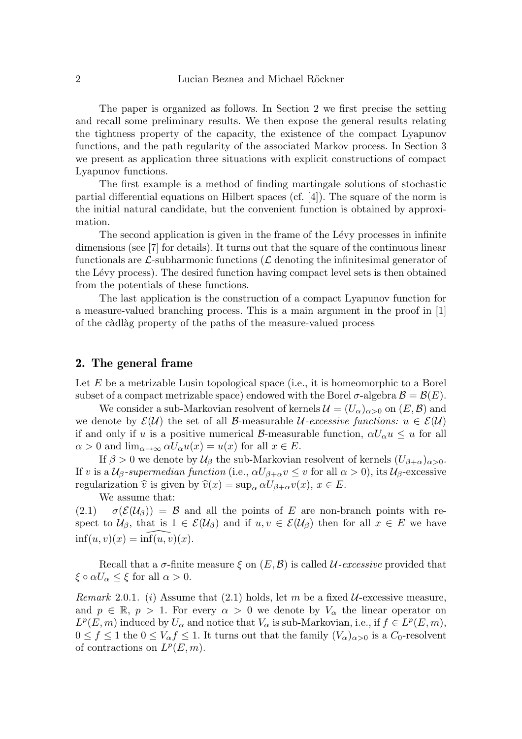The paper is organized as follows. In Section 2 we first precise the setting and recall some preliminary results. We then expose the general results relating the tightness property of the capacity, the existence of the compact Lyapunov functions, and the path regularity of the associated Markov process. In Section 3 we present as application three situations with explicit constructions of compact Lyapunov functions.

The first example is a method of finding martingale solutions of stochastic partial differential equations on Hilbert spaces (cf. [4]). The square of the norm is the initial natural candidate, but the convenient function is obtained by approximation.

The second application is given in the frame of the Lévy processes in infinite dimensions (see [7] for details). It turns out that the square of the continuous linear functionals are $\mathcal{L}$-subharmonic functions ($\mathcal{L}$ denoting the infinitesimal generator of the Lévy process). The desired function having compact level sets is then obtained from the potentials of these functions.

The last application is the construction of a compact Lyapunov function for a measure-valued branching process. This is a main argument in the proof in [1] of the càdlàg property of the paths of the measure-valued process

## 2. The general frame

Let $E$ be a metrizable Lusin topological space (i.e., it is homeomorphic to a Borel subset of a compact metrizable space) endowed with the Borel $\sigma$-algebra $\mathcal{B} = \mathcal{B}(E)$.

We consider a sub-Markovian resolvent of kernels $\mathcal{U} = (U_\alpha)_{\alpha>0}$ on $(E, \mathcal{B})$ and we denote by $\mathcal{E}(\mathcal{U})$ the set of all $\mathcal{B}$-measurable *$\mathcal{U}$-excessive functions:* $u \in \mathcal{E}(\mathcal{U})$ if and only if $u$ is a positive numerical $\mathcal{B}$-measurable function, $\alpha U_\alpha u \leq u$ for all $\alpha > 0$ and $\lim_{\alpha\to\infty} \alpha U_\alpha u(x) = u(x)$ for all $x \in E$.

If $\beta > 0$ we denote by $\mathcal{U}_\beta$ the sub-Markovian resolvent of kernels $(U_{\beta+\alpha})_{\alpha>0}$. If $v$ is a *$\mathcal{U}_\beta$-supermedian function* (i.e., $\alpha U_{\beta+\alpha} v \leq v$ for all $\alpha > 0$), its $\mathcal{U}_\beta$-excessive regularization $\widehat{v}$ is given by $\widehat{v}(x) = \sup_\alpha \alpha U_{\beta+\alpha} v(x)$, $x \in E$.

We assume that:

(2.1) $\quad \sigma(\mathcal{E}(\mathcal{U}_\beta)) = \mathcal{B}$ and all the points of $E$ are non-branch points with respect to $\mathcal{U}_\beta$, that is $1 \in \mathcal{E}(\mathcal{U}_\beta)$ and if $u, v \in \mathcal{E}(\mathcal{U}_\beta)$ then for all $x \in E$ we have $\inf(u, v)(x) = \widehat{\inf(u, v)}(x)$.

Recall that a $\sigma$-finite measure $\xi$ on $(E, \mathcal{B})$ is called *$\mathcal{U}$-excessive* provided that $\xi \circ \alpha U_\alpha \leq \xi$ for all $\alpha > 0$.

*Remark* 2.0.1. $(i)$ Assume that (2.1) holds, let $m$ be a fixed $\mathcal{U}$-excessive measure, and $p \in \mathbb{R}$, $p > 1$. For every $\alpha > 0$ we denote by $V_\alpha$ the linear operator on $L^p(E, m)$ induced by $U_\alpha$ and notice that $V_\alpha$ is sub-Markovian, i.e., if $f \in L^p(E, m)$, $0 \leq f \leq 1$ the $0 \leq V_\alpha f \leq 1$. It turns out that the family $(V_\alpha)_{\alpha>0}$ is a $C_0$-resolvent of contractions on $L^p(E, m)$.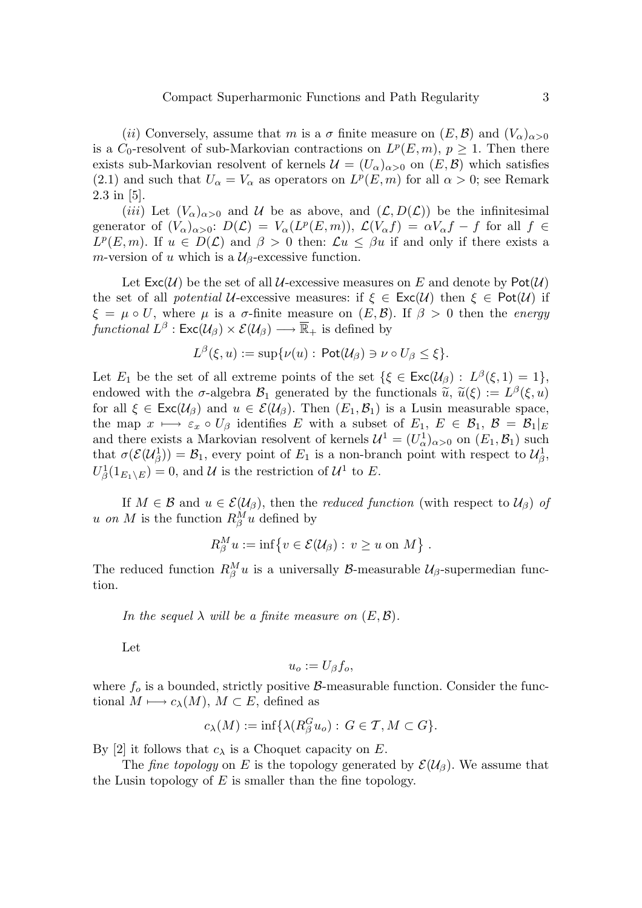(*ii*) Conversely, assume that $m$ is a $\sigma$ finite measure on $(E, \mathcal{B})$ and $(V_\alpha)_{\alpha>0}$ is a $C_0$-resolvent of sub-Markovian contractions on $L^p(E,m)$, $p \geq 1$. Then there exists sub-Markovian resolvent of kernels $\mathcal{U} = (U_\alpha)_{\alpha>0}$ on $(E, \mathcal{B})$ which satisfies (2.1) and such that $U_\alpha = V_\alpha$ as operators on $L^p(E,m)$ for all $\alpha > 0$; see Remark 2.3 in [5].

(*iii*) Let $(V_\alpha)_{\alpha>0}$ and $\mathcal{U}$ be as above, and $(\mathcal{L}, D(\mathcal{L}))$ be the infinitesimal generator of $(V_\alpha)_{\alpha>0}$: $D(\mathcal{L}) = V_\alpha(L^p(E,m))$, $\mathcal{L}(V_\alpha f) = \alpha V_\alpha f - f$ for all $f \in L^p(E,m)$. If $u \in D(\mathcal{L})$ and $\beta > 0$ then: $\mathcal{L}u \leq \beta u$ if and only if there exists a $m$-version of $u$ which is a $\mathcal{U}_\beta$-excessive function.

Let $\mathsf{Exc}(\mathcal{U})$ be the set of all $\mathcal{U}$-excessive measures on $E$ and denote by $\mathsf{Pot}(\mathcal{U})$ the set of all *potential* $\mathcal{U}$-excessive measures: if $\xi \in \mathsf{Exc}(\mathcal{U})$ then $\xi \in \mathsf{Pot}(\mathcal{U})$ if $\xi = \mu \circ U$, where $\mu$ is a $\sigma$-finite measure on $(E, \mathcal{B})$. If $\beta > 0$ then the *energy functional* $L^\beta : \mathsf{Exc}(\mathcal{U}_\beta) \times \mathcal{E}(\mathcal{U}_\beta) \longrightarrow \overline{\mathbb{R}}_+$ is defined by

$$L^\beta(\xi, u) := \sup\{\nu(u) : \mathsf{Pot}(\mathcal{U}_\beta) \ni \nu \circ U_\beta \leq \xi\}.$$

Let $E_1$ be the set of all extreme points of the set $\{\xi \in \mathsf{Exc}(\mathcal{U}_\beta) : L^\beta(\xi, 1) = 1\}$, endowed with the $\sigma$-algebra $\mathcal{B}_1$ generated by the functionals $\widetilde{u}$, $\widetilde{u}(\xi) := L^\beta(\xi, u)$ for all $\xi \in \mathsf{Exc}(\mathcal{U}_\beta)$ and $u \in \mathcal{E}(\mathcal{U}_\beta)$. Then $(E_1, \mathcal{B}_1)$ is a Lusin measurable space, the map $x \longmapsto \varepsilon_x \circ U_\beta$ identifies $E$ with a subset of $E_1$, $E \in \mathcal{B}_1$, $\mathcal{B} = \mathcal{B}_1|_E$ and there exists a Markovian resolvent of kernels $\mathcal{U}^1 = (U^1_\alpha)_{\alpha>0}$ on $(E_1, \mathcal{B}_1)$ such that $\sigma(\mathcal{E}(\mathcal{U}^1_\beta)) = \mathcal{B}_1$, every point of $E_1$ is a non-branch point with respect to $\mathcal{U}^1_\beta$, $U^1_\beta(1_{E_1 \setminus E}) = 0$, and $\mathcal{U}$ is the restriction of $\mathcal{U}^1$ to $E$.

If $M \in \mathcal{B}$ and $u \in \mathcal{E}(\mathcal{U}_\beta)$, then the *reduced function* (with respect to $\mathcal{U}_\beta$) *of $u$ on $M$* is the function $R^M_\beta u$ defined by

$$R^M_\beta u := \inf\left\{v \in \mathcal{E}(\mathcal{U}_\beta) : v \geq u \text{ on } M\right\}.$$

The reduced function $R^M_\beta u$ is a universally $\mathcal{B}$-measurable $\mathcal{U}_\beta$-supermedian function.

*In the sequel $\lambda$ will be a finite measure on $(E, \mathcal{B})$.*

Let

$$u_o := U_\beta f_o,$$

where $f_o$ is a bounded, strictly positive $\mathcal{B}$-measurable function. Consider the functional $M \longmapsto c_\lambda(M)$, $M \subset E$, defined as

$$c_\lambda(M) := \inf\{\lambda(R^G_\beta u_o) : G \in \mathcal{T}, M \subset G\}.$$

By [2] it follows that $c_\lambda$ is a Choquet capacity on $E$.

The *fine topology* on $E$ is the topology generated by $\mathcal{E}(\mathcal{U}_\beta)$. We assume that the Lusin topology of $E$ is smaller than the fine topology.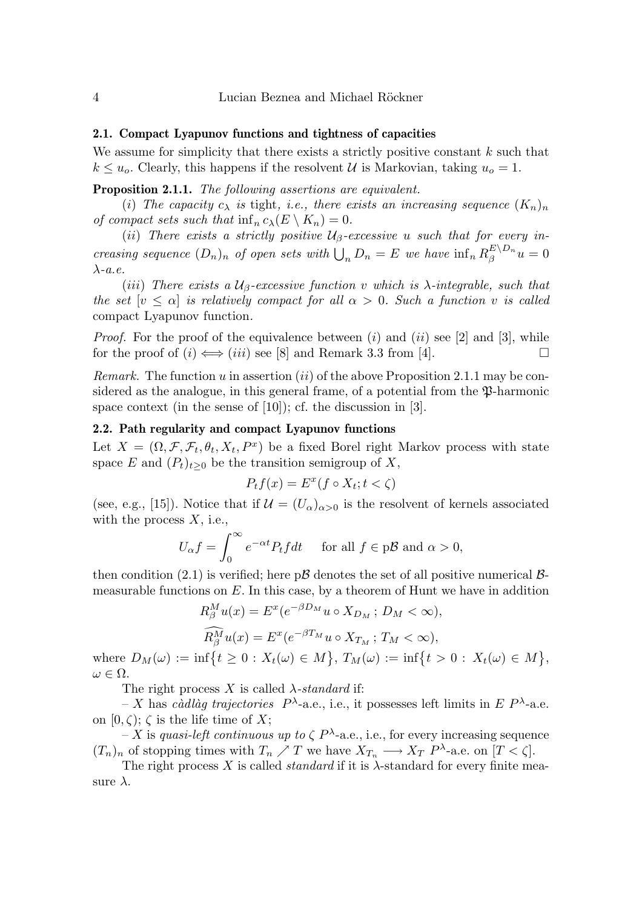### 2.1. Compact Lyapunov functions and tightness of capacities

We assume for simplicity that there exists a strictly positive constant $k$ such that $k \leq u_o$. Clearly, this happens if the resolvent $\mathcal{U}$ is Markovian, taking $u_o = 1$.

**Proposition 2.1.1.** *The following assertions are equivalent.*

($i$) *The capacity $c_\lambda$ is* tight, *i.e., there exists an increasing sequence $(K_n)_n$ of compact sets such that $\inf_n c_\lambda(E \setminus K_n) = 0$.*

($ii$) *There exists a strictly positive $\mathcal{U}_\beta$-excessive $u$ such that for every increasing sequence $(D_n)_n$ of open sets with $\bigcup_n D_n = E$ we have $\inf_n R_\beta^{E\setminus D_n} u = 0$ $\lambda$-a.e.*

($iii$) *There exists a $\mathcal{U}_\beta$-excessive function $v$ which is $\lambda$-integrable, such that the set $[v \leq \alpha]$ is relatively compact for all $\alpha > 0$. Such a function $v$ is called* compact Lyapunov function.

*Proof.* For the proof of the equivalence between ($i$) and ($ii$) see [2] and [3], while for the proof of ($i$) $\Longleftrightarrow$ ($iii$) see [8] and Remark 3.3 from [4]. $\square$

*Remark.* The function $u$ in assertion ($ii$) of the above Proposition 2.1.1 may be considered as the analogue, in this general frame, of a potential from the $\mathfrak{P}$-harmonic space context (in the sense of [10]); cf. the discussion in [3].

### 2.2. Path regularity and compact Lyapunov functions

Let $X = (\Omega, \mathcal{F}, \mathcal{F}_t, \theta_t, X_t, P^x)$ be a fixed Borel right Markov process with state space $E$ and $(P_t)_{t\geq 0}$ be the transition semigroup of $X$,

$$P_t f(x) = E^x(f \circ X_t; t < \zeta)$$

(see, e.g., [15]). Notice that if $\mathcal{U} = (U_\alpha)_{\alpha>0}$ is the resolvent of kernels associated with the process $X$, i.e.,

$$U_\alpha f = \int_0^\infty e^{-\alpha t} P_t f dt \quad \text{ for all } f \in p\mathcal{B} \text{ and } \alpha > 0,$$

then condition (2.1) is verified; here $p\mathcal{B}$ denotes the set of all positive numerical $\mathcal{B}$-measurable functions on $E$. In this case, by a theorem of Hunt we have in addition

$$R_\beta^M u(x) = E^x(e^{-\beta D_M} u \circ X_{D_M} \,;\, D_M < \infty),$$

$$\widehat{R_\beta^M} u(x) = E^x(e^{-\beta T_M} u \circ X_{T_M} \,;\, T_M < \infty),$$

where $D_M(\omega) := \inf\{t \geq 0 : X_t(\omega) \in M\}$, $T_M(\omega) := \inf\{t > 0 : X_t(\omega) \in M\}$, $\omega \in \Omega$.

The right process $X$ is called *$\lambda$-standard* if:

– $X$ has *càdlàg trajectories* $P^\lambda$-a.e., i.e., it possesses left limits in $E$ $P^\lambda$-a.e. on $[0, \zeta)$; $\zeta$ is the life time of $X$;

– $X$ is *quasi-left continuous up to* $\zeta$ $P^\lambda$-a.e., i.e., for every increasing sequence $(T_n)_n$ of stopping times with $T_n \nearrow T$ we have $X_{T_n} \longrightarrow X_T$ $P^\lambda$-a.e. on $[T < \zeta]$.

The right process $X$ is called *standard* if it is $\lambda$-standard for every finite measure $\lambda$.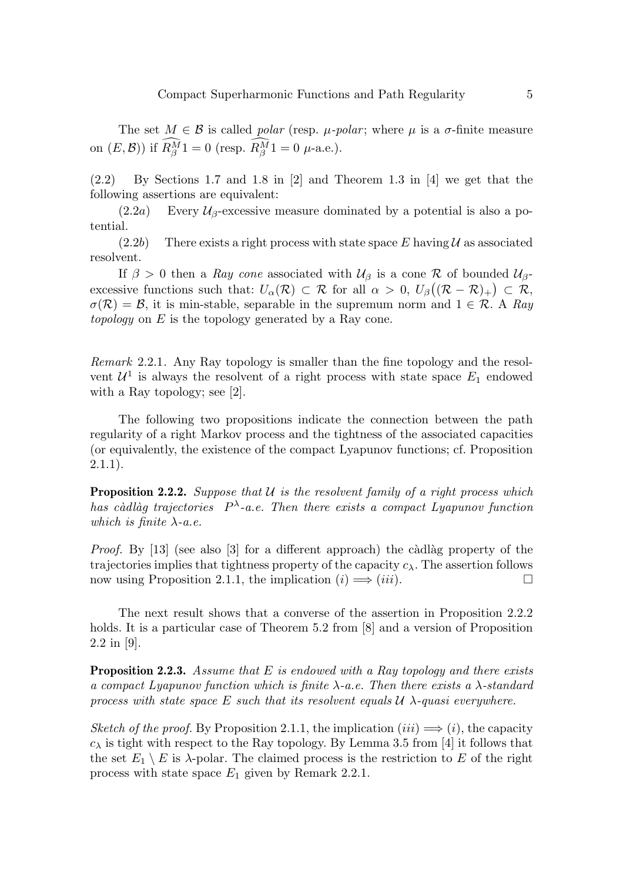The set $M \in \mathcal{B}$ is called *polar* (resp. *$\mu$-polar*; where $\mu$ is a $\sigma$-finite measure on $(E, \mathcal{B})$) if $\widehat{R_\beta^M} 1 = 0$ (resp. $\widehat{R_\beta^M} 1 = 0$ $\mu$-a.e.).

(2.2) By Sections 1.7 and 1.8 in [2] and Theorem 1.3 in [4] we get that the following assertions are equivalent:

(2.2$a$) Every $\mathcal{U}_\beta$-excessive measure dominated by a potential is also a potential.

(2.2$b$) There exists a right process with state space $E$ having $\mathcal{U}$ as associated resolvent.

If $\beta > 0$ then a *Ray cone* associated with $\mathcal{U}_\beta$ is a cone $\mathcal{R}$ of bounded $\mathcal{U}_\beta$-excessive functions such that: $U_\alpha(\mathcal{R}) \subset \mathcal{R}$ for all $\alpha > 0$, $U_\beta\big((\mathcal{R} - \mathcal{R})_+\big) \subset \mathcal{R}$, $\sigma(\mathcal{R}) = \mathcal{B}$, it is min-stable, separable in the supremum norm and $1 \in \mathcal{R}$. A *Ray topology* on $E$ is the topology generated by a Ray cone.

*Remark* 2.2.1. Any Ray topology is smaller than the fine topology and the resolvent $\mathcal{U}^1$ is always the resolvent of a right process with state space $E_1$ endowed with a Ray topology; see [2].

The following two propositions indicate the connection between the path regularity of a right Markov process and the tightness of the associated capacities (or equivalently, the existence of the compact Lyapunov functions; cf. Proposition 2.1.1).

**Proposition 2.2.2.** *Suppose that $\mathcal{U}$ is the resolvent family of a right process which has càdlàg trajectories $P^\lambda$-a.e. Then there exists a compact Lyapunov function which is finite $\lambda$-a.e.*

*Proof.* By [13] (see also [3] for a different approach) the càdlàg property of the trajectories implies that tightness property of the capacity $c_\lambda$. The assertion follows now using Proposition 2.1.1, the implication $(i) \Longrightarrow (iii)$. □

The next result shows that a converse of the assertion in Proposition 2.2.2 holds. It is a particular case of Theorem 5.2 from [8] and a version of Proposition 2.2 in [9].

**Proposition 2.2.3.** *Assume that $E$ is endowed with a Ray topology and there exists a compact Lyapunov function which is finite $\lambda$-a.e. Then there exists a $\lambda$-standard process with state space $E$ such that its resolvent equals $\mathcal{U}$ $\lambda$-quasi everywhere.*

*Sketch of the proof.* By Proposition 2.1.1, the implication $(iii) \Longrightarrow (i)$, the capacity $c_\lambda$ is tight with respect to the Ray topology. By Lemma 3.5 from [4] it follows that the set $E_1 \setminus E$ is $\lambda$-polar. The claimed process is the restriction to $E$ of the right process with state space $E_1$ given by Remark 2.2.1.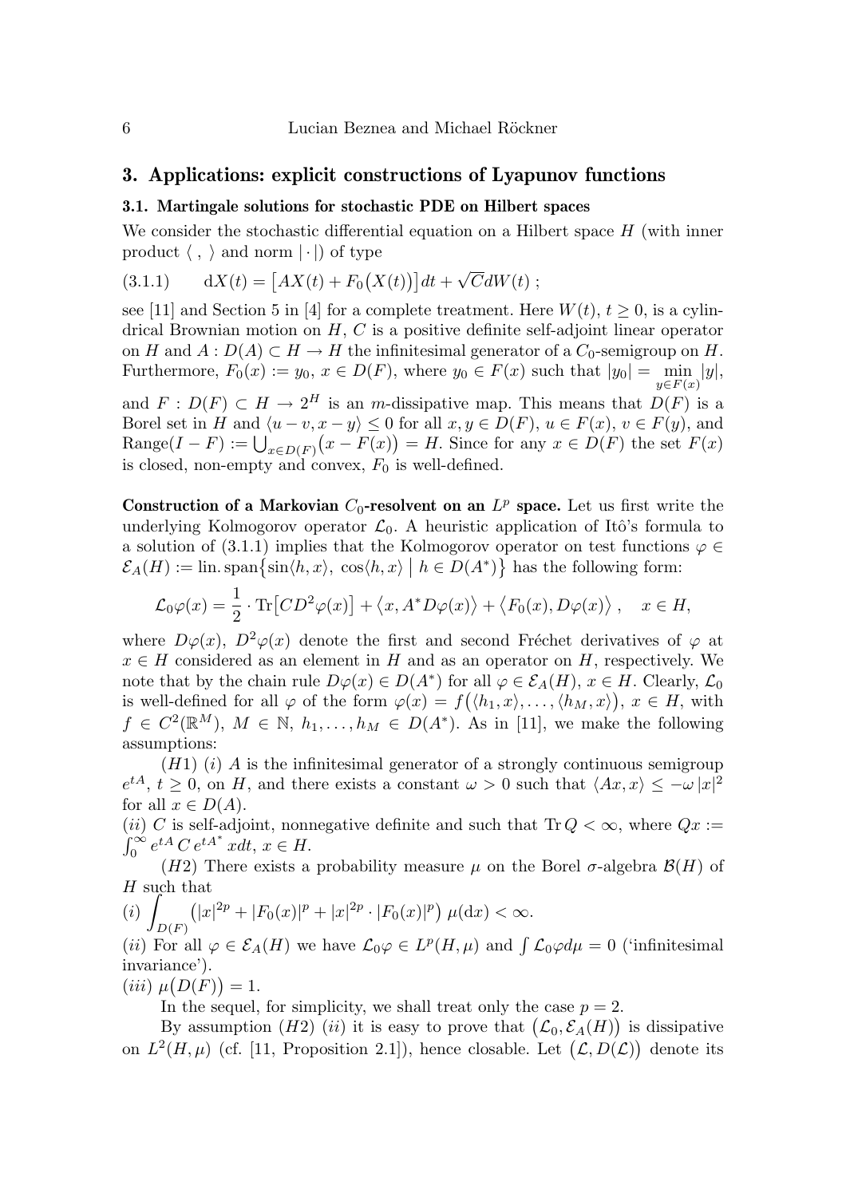## 3. Applications: explicit constructions of Lyapunov functions

### 3.1. Martingale solutions for stochastic PDE on Hilbert spaces

We consider the stochastic differential equation on a Hilbert space $H$ (with inner product $\langle\ ,\ \rangle$ and norm $|\cdot|$) of type

$$\text{(3.1.1)} \qquad \mathrm{d}X(t) = \big[AX(t) + F_0\big(X(t)\big)\big]dt + \sqrt{C}dW(t)\ ;$$

see [11] and Section 5 in [4] for a complete treatment. Here $W(t)$, $t \geq 0$, is a cylindrical Brownian motion on $H$, $C$ is a positive definite self-adjoint linear operator on $H$ and $A : D(A) \subset H \to H$ the infinitesimal generator of a $C_0$-semigroup on $H$. Furthermore, $F_0(x) := y_0$, $x \in D(F)$, where $y_0 \in F(x)$ such that $|y_0| = \min\limits_{y\in F(x)} |y|$, and $F : D(F) \subset H \to 2^H$ is an $m$-dissipative map. This means that $D(F)$ is a Borel set in $H$ and $\langle u - v, x - y\rangle \leq 0$ for all $x, y \in D(F)$, $u \in F(x)$, $v \in F(y)$, and $\mathrm{Range}(I - F) := \bigcup_{x\in D(F)}\big(x - F(x)\big) = H$. Since for any $x \in D(F)$ the set $F(x)$ is closed, non-empty and convex, $F_0$ is well-defined.

**Construction of a Markovian $C_0$-resolvent on an $L^p$ space.** Let us first write the underlying Kolmogorov operator $\mathcal{L}_0$. A heuristic application of Itô's formula to a solution of (3.1.1) implies that the Kolmogorov operator on test functions $\varphi \in \mathcal{E}_A(H) := \mathrm{lin.\,span}\big\{\sin\langle h, x\rangle,\ \cos\langle h, x\rangle \mid h \in D(A^*)\big\}$ has the following form:

$$\mathcal{L}_0\varphi(x) = \frac{1}{2}\cdot \mathrm{Tr}\big[CD^2\varphi(x)\big] + \big\langle x, A^*D\varphi(x)\big\rangle + \big\langle F_0(x), D\varphi(x)\big\rangle\ , \quad x \in H,$$

where $D\varphi(x)$, $D^2\varphi(x)$ denote the first and second Fréchet derivatives of $\varphi$ at $x \in H$ considered as an element in $H$ and as an operator on $H$, respectively. We note that by the chain rule $D\varphi(x) \in D(A^*)$ for all $\varphi \in \mathcal{E}_A(H)$, $x \in H$. Clearly, $\mathcal{L}_0$ is well-defined for all $\varphi$ of the form $\varphi(x) = f\big(\langle h_1, x\rangle, \ldots, \langle h_M, x\rangle\big)$, $x \in H$, with $f \in C^2(\mathbb{R}^M)$, $M \in \mathbb{N}$, $h_1, \ldots, h_M \in D(A^*)$. As in [11], we make the following assumptions:

$(H1)$ $(i)$ $A$ is the infinitesimal generator of a strongly continuous semigroup $e^{tA}$, $t \geq 0$, on $H$, and there exists a constant $\omega > 0$ such that $\langle Ax, x\rangle \leq -\omega\,|x|^2$ for all $x \in D(A)$.

$(ii)$ $C$ is self-adjoint, nonnegative definite and such that $\mathrm{Tr}\,Q < \infty$, where $Qx := \int_0^\infty e^{tA}\,C\,e^{tA^*}\,x dt$, $x \in H$.

$(H2)$ There exists a probability measure $\mu$ on the Borel $\sigma$-algebra $\mathcal{B}(H)$ of $H$ such that

$(i)$ $\displaystyle\int_{D(F)} \big(|x|^{2p} + |F_0(x)|^p + |x|^{2p}\cdot|F_0(x)|^p\big)\,\mu(\mathrm{d}x) < \infty.$

$(ii)$ For all $\varphi \in \mathcal{E}_A(H)$ we have $\mathcal{L}_0\varphi \in L^p(H, \mu)$ and $\int \mathcal{L}_0\varphi d\mu = 0$ ('infinitesimal invariance').

$(iii)$ $\mu\big(D(F)\big) = 1$.

In the sequel, for simplicity, we shall treat only the case $p = 2$.

By assumption $(H2)$ $(ii)$ it is easy to prove that $\big(\mathcal{L}_0, \mathcal{E}_A(H)\big)$ is dissipative on $L^2(H, \mu)$ (cf. [11, Proposition 2.1]), hence closable. Let $\big(\mathcal{L}, D(\mathcal{L})\big)$ denote its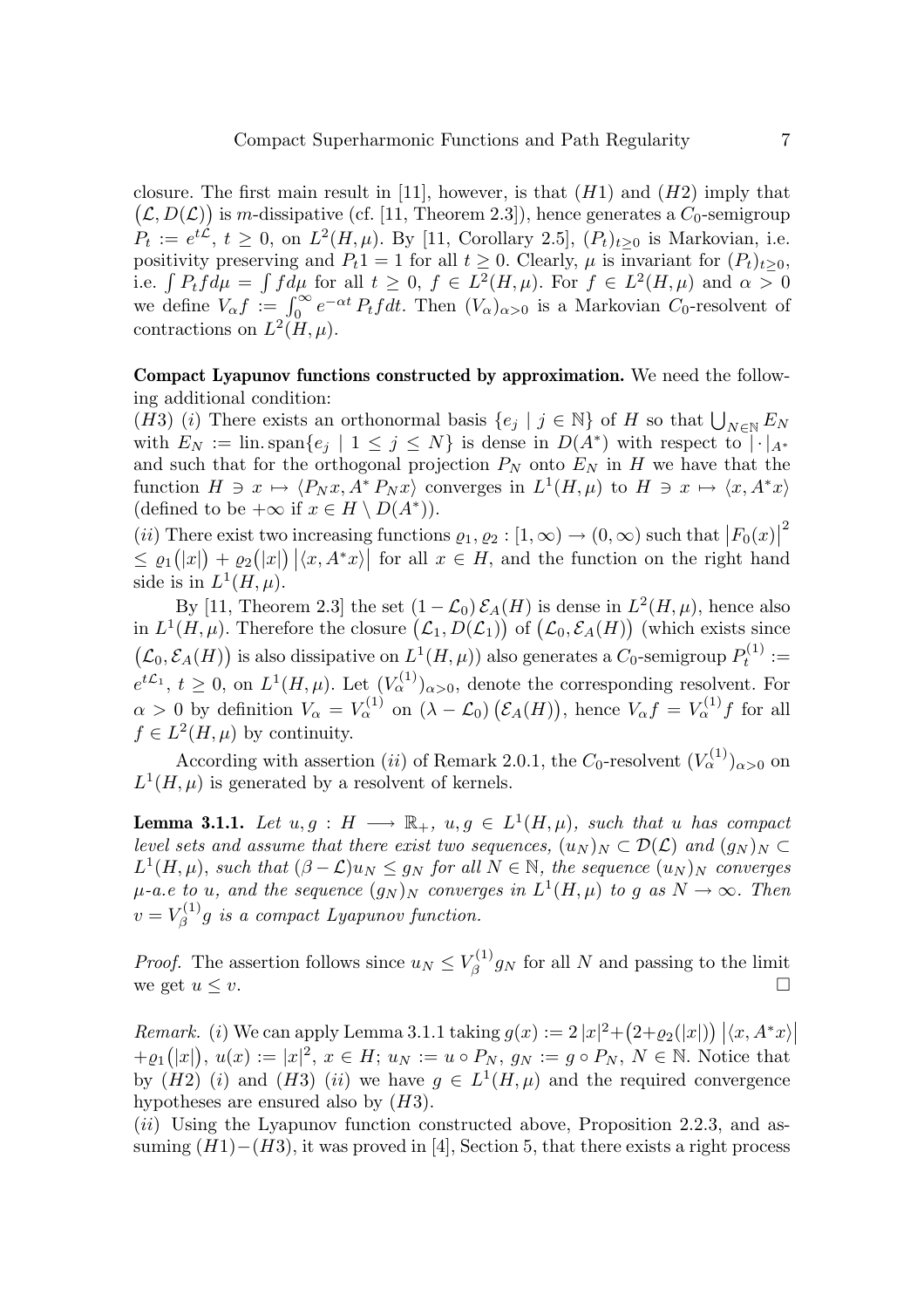closure. The first main result in [11], however, is that $(H1)$ and $(H2)$ imply that $\big(\mathcal{L}, D(\mathcal{L})\big)$ is $m$-dissipative (cf. [11, Theorem 2.3]), hence generates a $C_0$-semigroup $P_t := e^{t\mathcal{L}}$, $t \geq 0$, on $L^2(H,\mu)$. By [11, Corollary 2.5], $(P_t)_{t\geq 0}$ is Markovian, i.e. positivity preserving and $P_t 1 = 1$ for all $t \geq 0$. Clearly, $\mu$ is invariant for $(P_t)_{t\geq 0}$, i.e. $\int P_t f d\mu = \int f d\mu$ for all $t \geq 0$, $f \in L^2(H,\mu)$. For $f \in L^2(H,\mu)$ and $\alpha > 0$ we define $V_\alpha f := \int_0^\infty e^{-\alpha t} P_t f dt$. Then $(V_\alpha)_{\alpha>0}$ is a Markovian $C_0$-resolvent of contractions on $L^2(H,\mu)$.

**Compact Lyapunov functions constructed by approximation.** We need the following additional condition:

$(H3)$ $(i)$ There exists an orthonormal basis $\{e_j \mid j \in \mathbb{N}\}$ of $H$ so that $\bigcup_{N\in\mathbb{N}} E_N$ with $E_N := \operatorname{lin.span}\{e_j \mid 1 \leq j \leq N\}$ is dense in $D(A^*)$ with respect to $|\cdot|_{A^*}$ and such that for the orthogonal projection $P_N$ onto $E_N$ in $H$ we have that the function $H \ni x \mapsto \langle P_N x, A^* P_N x\rangle$ converges in $L^1(H,\mu)$ to $H \ni x \mapsto \langle x, A^* x\rangle$ (defined to be $+\infty$ if $x \in H \setminus D(A^*)$).

$(ii)$ There exist two increasing functions $\varrho_1, \varrho_2 : [1,\infty) \to (0,\infty)$ such that $\big|F_0(x)\big|^2 \leq \varrho_1\big(|x|\big) + \varrho_2\big(|x|\big)\,\big|\langle x, A^* x\rangle\big|$ for all $x \in H$, and the function on the right hand side is in $L^1(H,\mu)$.

By [11, Theorem 2.3] the set $(1-\mathcal{L}_0)\,\mathcal{E}_A(H)$ is dense in $L^2(H,\mu)$, hence also in $L^1(H,\mu)$. Therefore the closure $\big(\mathcal{L}_1, D(\mathcal{L}_1)\big)$ of $\big(\mathcal{L}_0, \mathcal{E}_A(H)\big)$ (which exists since $\big(\mathcal{L}_0, \mathcal{E}_A(H)\big)$ is also dissipative on $L^1(H,\mu)$) also generates a $C_0$-semigroup $P_t^{(1)} := e^{t\mathcal{L}_1}$, $t \geq 0$, on $L^1(H,\mu)$. Let $(V_\alpha^{(1)})_{\alpha>0}$, denote the corresponding resolvent. For $\alpha > 0$ by definition $V_\alpha = V_\alpha^{(1)}$ on $(\lambda - \mathcal{L}_0)\big(\mathcal{E}_A(H)\big)$, hence $V_\alpha f = V_\alpha^{(1)} f$ for all $f \in L^2(H,\mu)$ by continuity.

According with assertion $(ii)$ of Remark 2.0.1, the $C_0$-resolvent $(V_\alpha^{(1)})_{\alpha>0}$ on $L^1(H,\mu)$ is generated by a resolvent of kernels.

**Lemma 3.1.1.** *Let $u, g : H \longrightarrow \mathbb{R}_+$, $u, g \in L^1(H,\mu)$, such that $u$ has compact level sets and assume that there exist two sequences, $(u_N)_N \subset \mathcal{D}(\mathcal{L})$ and $(g_N)_N \subset L^1(H,\mu)$, such that $(\beta - \mathcal{L})u_N \leq g_N$ for all $N \in \mathbb{N}$, the sequence $(u_N)_N$ converges $\mu$-a.e to $u$, and the sequence $(g_N)_N$ converges in $L^1(H,\mu)$ to $g$ as $N \to \infty$. Then $v = V_\beta^{(1)} g$ is a compact Lyapunov function.*

*Proof.* The assertion follows since $u_N \leq V_\beta^{(1)} g_N$ for all $N$ and passing to the limit we get $u \leq v$. $\square$

*Remark.* $(i)$ We can apply Lemma 3.1.1 taking $g(x) := 2\,|x|^2 + \big(2+\varrho_2(|x|)\big)\,\big|\langle x, A^* x\rangle\big| + \varrho_1\big(|x|\big)$, $u(x) := |x|^2$, $x \in H$; $u_N := u \circ P_N$, $g_N := g \circ P_N$, $N \in \mathbb{N}$. Notice that by $(H2)$ $(i)$ and $(H3)$ $(ii)$ we have $g \in L^1(H,\mu)$ and the required convergence hypotheses are ensured also by $(H3)$.

$(ii)$ Using the Lyapunov function constructed above, Proposition 2.2.3, and assuming $(H1)-(H3)$, it was proved in [4], Section 5, that there exists a right process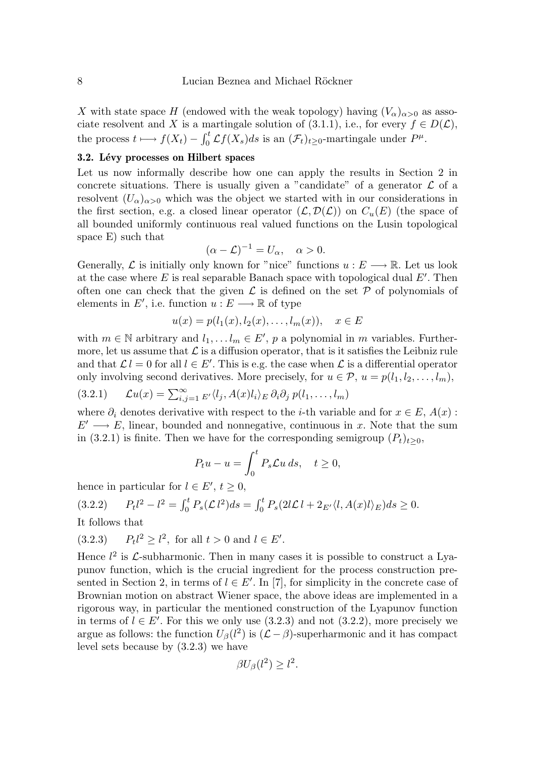$X$ with state space $H$ (endowed with the weak topology) having $(V_\alpha)_{\alpha>0}$ as associate resolvent and $X$ is a martingale solution of (3.1.1), i.e., for every $f \in D(\mathcal{L})$, the process $t \longmapsto f(X_t) - \int_0^t \mathcal{L} f(X_s) ds$ is an $(\mathcal{F}_t)_{t\geq 0}$-martingale under $P^\mu$.

### 3.2. Lévy processes on Hilbert spaces

Let us now informally describe how one can apply the results in Section 2 in concrete situations. There is usually given a "candidate" of a generator $\mathcal{L}$ of a resolvent $(U_\alpha)_{\alpha>0}$ which was the object we started with in our considerations in the first section, e.g. a closed linear operator $(\mathcal{L}, \mathcal{D}(\mathcal{L}))$ on $C_u(E)$ (the space of all bounded uniformly continuous real valued functions on the Lusin topological space E) such that

$$(\alpha - \mathcal{L})^{-1} = U_\alpha, \quad \alpha > 0.$$

Generally, $\mathcal{L}$ is initially only known for "nice" functions $u : E \longrightarrow \mathbb{R}$. Let us look at the case where $E$ is real separable Banach space with topological dual $E'$. Then often one can check that the given $\mathcal{L}$ is defined on the set $\mathcal{P}$ of polynomials of elements in $E'$, i.e. function $u : E \longrightarrow \mathbb{R}$ of type

$$u(x) = p(l_1(x), l_2(x), \ldots, l_m(x)), \quad x \in E$$

with $m \in \mathbb{N}$ arbitrary and $l_1, \ldots l_m \in E'$, $p$ a polynomial in $m$ variables. Furthermore, let us assume that $\mathcal{L}$ is a diffusion operator, that is it satisfies the Leibniz rule and that $\mathcal{L}\, l = 0$ for all $l \in E'$. This is e.g. the case when $\mathcal{L}$ is a differential operator only involving second derivatives. More precisely, for $u \in \mathcal{P}$, $u = p(l_1, l_2, \ldots, l_m)$,

$$\mathcal{L}u(x) = \sum_{i,j=1}^{\infty} {}_{E'}\langle l_j, A(x) l_i \rangle_E \, \partial_i \partial_j \, p(l_1, \ldots, l_m) \tag{3.2.1}$$

where $\partial_i$ denotes derivative with respect to the $i$-th variable and for $x \in E$, $A(x) : E' \longrightarrow E$, linear, bounded and nonnegative, continuous in $x$. Note that the sum in (3.2.1) is finite. Then we have for the corresponding semigroup $(P_t)_{t\geq 0}$,

$$P_t u - u = \int_0^t P_s \mathcal{L} u \, ds, \quad t \geq 0,$$

hence in particular for $l \in E'$, $t \geq 0$,

$$P_t l^2 - l^2 = \int_0^t P_s(\mathcal{L}\, l^2) ds = \int_0^t P_s(2l\mathcal{L}\, l + 2\, {}_{E'}\langle l, A(x) l \rangle_E) ds \geq 0. \tag{3.2.2}$$

It follows that

$$P_t l^2 \geq l^2, \text{ for all } t > 0 \text{ and } l \in E'. \tag{3.2.3}$$

Hence $l^2$ is $\mathcal{L}$-subharmonic. Then in many cases it is possible to construct a Lyapunov function, which is the crucial ingredient for the process construction presented in Section 2, in terms of $l \in E'$. In [7], for simplicity in the concrete case of Brownian motion on abstract Wiener space, the above ideas are implemented in a rigorous way, in particular the mentioned construction of the Lyapunov function in terms of $l \in E'$. For this we only use (3.2.3) and not (3.2.2), more precisely we argue as follows: the function $U_\beta(l^2)$ is $(\mathcal{L} - \beta)$-superharmonic and it has compact level sets because by (3.2.3) we have

$$\beta U_\beta(l^2) \geq l^2.$$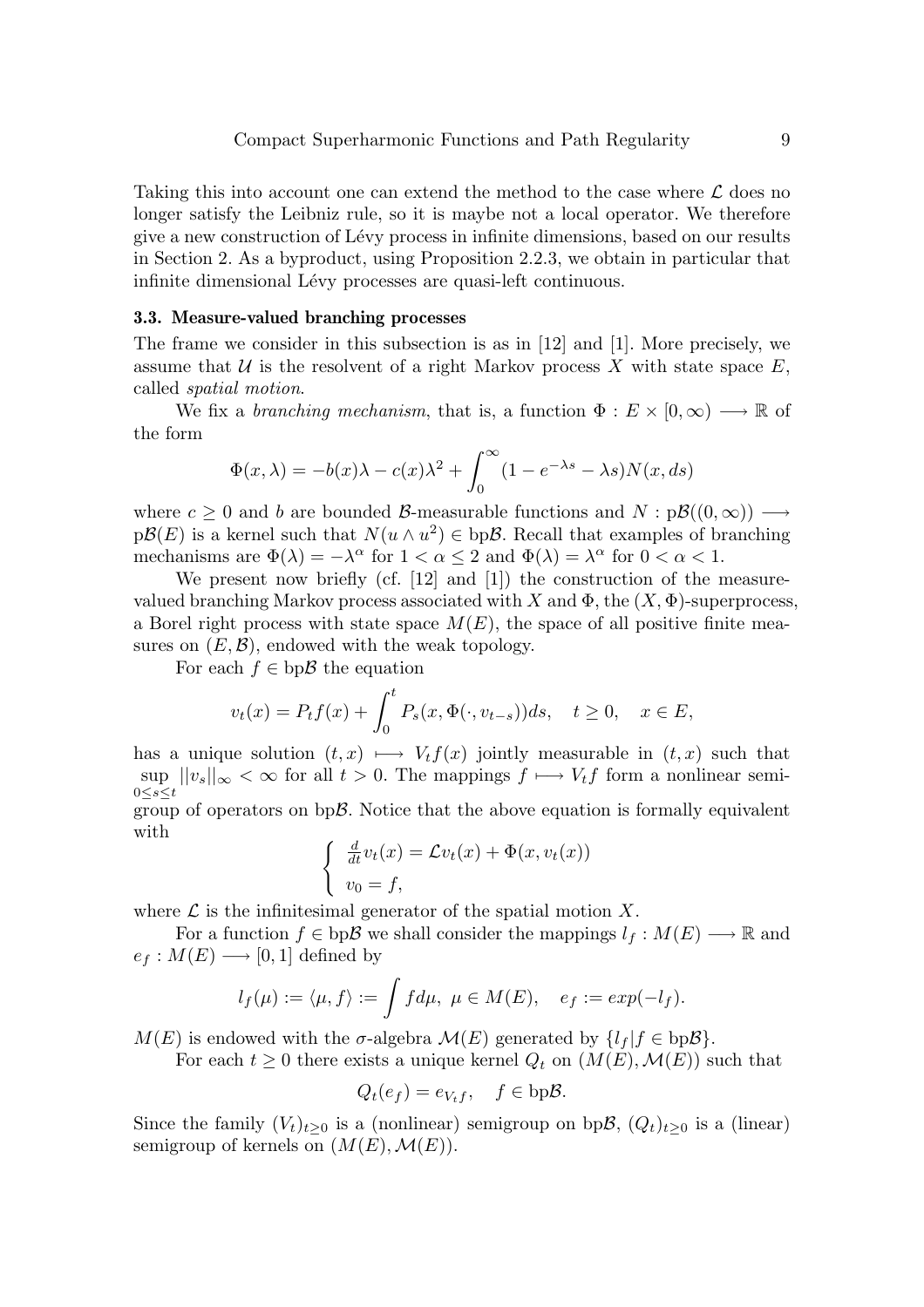Taking this into account one can extend the method to the case where $\mathcal{L}$ does no longer satisfy the Leibniz rule, so it is maybe not a local operator. We therefore give a new construction of Lévy process in infinite dimensions, based on our results in Section 2. As a byproduct, using Proposition 2.2.3, we obtain in particular that infinite dimensional Lévy processes are quasi-left continuous.

### 3.3. Measure-valued branching processes

The frame we consider in this subsection is as in [12] and [1]. More precisely, we assume that $\mathcal{U}$ is the resolvent of a right Markov process $X$ with state space $E$, called *spatial motion*.

We fix a *branching mechanism*, that is, a function $\Phi : E \times [0, \infty) \longrightarrow \mathbb{R}$ of the form

$$\Phi(x, \lambda) = -b(x)\lambda - c(x)\lambda^2 + \int_0^\infty (1 - e^{-\lambda s} - \lambda s) N(x, ds)$$

where $c \geq 0$ and $b$ are bounded $\mathcal{B}$-measurable functions and $N : \mathrm{p}\mathcal{B}((0, \infty)) \longrightarrow \mathrm{p}\mathcal{B}(E)$ is a kernel such that $N(u \wedge u^2) \in \mathrm{bp}\mathcal{B}$. Recall that examples of branching mechanisms are $\Phi(\lambda) = -\lambda^\alpha$ for $1 < \alpha \leq 2$ and $\Phi(\lambda) = \lambda^\alpha$ for $0 < \alpha < 1$.

We present now briefly (cf. [12] and [1]) the construction of the measure-valued branching Markov process associated with $X$ and $\Phi$, the $(X, \Phi)$-superprocess, a Borel right process with state space $M(E)$, the space of all positive finite measures on $(E, \mathcal{B})$, endowed with the weak topology.

For each $f \in \mathrm{bp}\mathcal{B}$ the equation

$$v_t(x) = P_t f(x) + \int_0^t P_s(x, \Phi(\cdot, v_{t-s}))ds, \quad t \geq 0, \quad x \in E,$$

has a unique solution $(t, x) \longmapsto V_t f(x)$ jointly measurable in $(t, x)$ such that $\sup\limits_{0 \leq s \leq t} ||v_s||_\infty < \infty$ for all $t > 0$. The mappings $f \longmapsto V_t f$ form a nonlinear semigroup of operators on $\mathrm{bp}\mathcal{B}$. Notice that the above equation is formally equivalent with

$$\begin{cases} \frac{d}{dt} v_t(x) = \mathcal{L} v_t(x) + \Phi(x, v_t(x)) \\ v_0 = f, \end{cases}$$

where $\mathcal{L}$ is the infinitesimal generator of the spatial motion $X$.

For a function $f \in \mathrm{bp}\mathcal{B}$ we shall consider the mappings $l_f : M(E) \longrightarrow \mathbb{R}$ and $e_f : M(E) \longrightarrow [0, 1]$ defined by

$$l_f(\mu) := \langle \mu, f \rangle := \int f d\mu, \ \mu \in M(E), \quad e_f := exp(-l_f).$$

$M(E)$ is endowed with the $\sigma$-algebra $\mathcal{M}(E)$ generated by $\{l_f | f \in \mathrm{bp}\mathcal{B}\}$.

For each $t \geq 0$ there exists a unique kernel $Q_t$ on $(M(E), \mathcal{M}(E))$ such that

$$Q_t(e_f) = e_{V_t f}, \quad f \in \mathrm{bp}\mathcal{B}.$$

Since the family $(V_t)_{t \geq 0}$ is a (nonlinear) semigroup on $\mathrm{bp}\mathcal{B}$, $(Q_t)_{t \geq 0}$ is a (linear) semigroup of kernels on $(M(E), \mathcal{M}(E))$.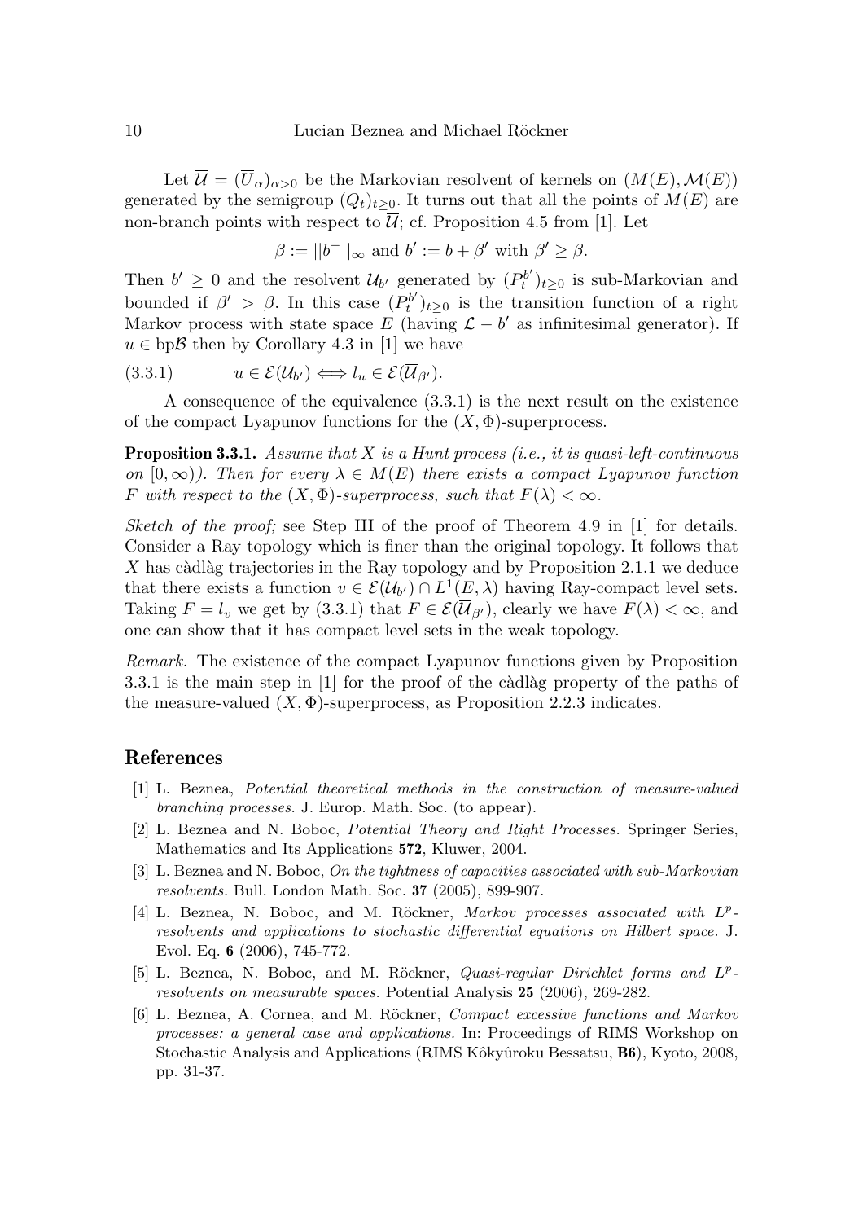Let $\overline{\mathcal{U}} = (\overline{U}_\alpha)_{\alpha>0}$ be the Markovian resolvent of kernels on $(M(E), \mathcal{M}(E))$ generated by the semigroup $(Q_t)_{t\geq 0}$. It turns out that all the points of $M(E)$ are non-branch points with respect to $\overline{\mathcal{U}}$; cf. Proposition 4.5 from [1]. Let

$$\beta := ||b^-||_\infty \text{ and } b' := b + \beta' \text{ with } \beta' \geq \beta.$$

Then $b' \geq 0$ and the resolvent $\mathcal{U}_{b'}$ generated by $(P_t^{b'})_{t\geq 0}$ is sub-Markovian and bounded if $\beta' > \beta$. In this case $(P_t^{b'})_{t\geq 0}$ is the transition function of a right Markov process with state space $E$ (having $\mathcal{L} - b'$ as infinitesimal generator). If $u \in \mathrm{bp}\mathcal{B}$ then by Corollary 4.3 in [1] we have

$$u \in \mathcal{E}(\mathcal{U}_{b'}) \Longleftrightarrow l_u \in \mathcal{E}(\overline{\mathcal{U}}_{\beta'}). \tag{3.3.1}$$

A consequence of the equivalence (3.3.1) is the next result on the existence of the compact Lyapunov functions for the $(X, \Phi)$-superprocess.

**Proposition 3.3.1.** *Assume that $X$ is a Hunt process (i.e., it is quasi-left-continuous on $[0, \infty)$). Then for every $\lambda \in M(E)$ there exists a compact Lyapunov function $F$ with respect to the $(X, \Phi)$-superprocess, such that $F(\lambda) < \infty$.*

*Sketch of the proof;* see Step III of the proof of Theorem 4.9 in [1] for details. Consider a Ray topology which is finer than the original topology. It follows that $X$ has càdlàg trajectories in the Ray topology and by Proposition 2.1.1 we deduce that there exists a function $v \in \mathcal{E}(\mathcal{U}_{b'}) \cap L^1(E, \lambda)$ having Ray-compact level sets. Taking $F = l_v$ we get by (3.3.1) that $F \in \mathcal{E}(\overline{\mathcal{U}}_{\beta'})$, clearly we have $F(\lambda) < \infty$, and one can show that it has compact level sets in the weak topology.

*Remark.* The existence of the compact Lyapunov functions given by Proposition 3.3.1 is the main step in [1] for the proof of the càdlàg property of the paths of the measure-valued $(X, \Phi)$-superprocess, as Proposition 2.2.3 indicates.

## References

[1] L. Beznea, *Potential theoretical methods in the construction of measure-valued branching processes.* J. Europ. Math. Soc. (to appear).

[2] L. Beznea and N. Boboc, *Potential Theory and Right Processes.* Springer Series, Mathematics and Its Applications **572**, Kluwer, 2004.

[3] L. Beznea and N. Boboc, *On the tightness of capacities associated with sub-Markovian resolvents.* Bull. London Math. Soc. **37** (2005), 899-907.

[4] L. Beznea, N. Boboc, and M. Röckner, *Markov processes associated with $L^p$-resolvents and applications to stochastic differential equations on Hilbert space.* J. Evol. Eq. **6** (2006), 745-772.

[5] L. Beznea, N. Boboc, and M. Röckner, *Quasi-regular Dirichlet forms and $L^p$-resolvents on measurable spaces.* Potential Analysis **25** (2006), 269-282.

[6] L. Beznea, A. Cornea, and M. Röckner, *Compact excessive functions and Markov processes: a general case and applications.* In: Proceedings of RIMS Workshop on Stochastic Analysis and Applications (RIMS Kôkyûroku Bessatsu, **B6**), Kyoto, 2008, pp. 31-37.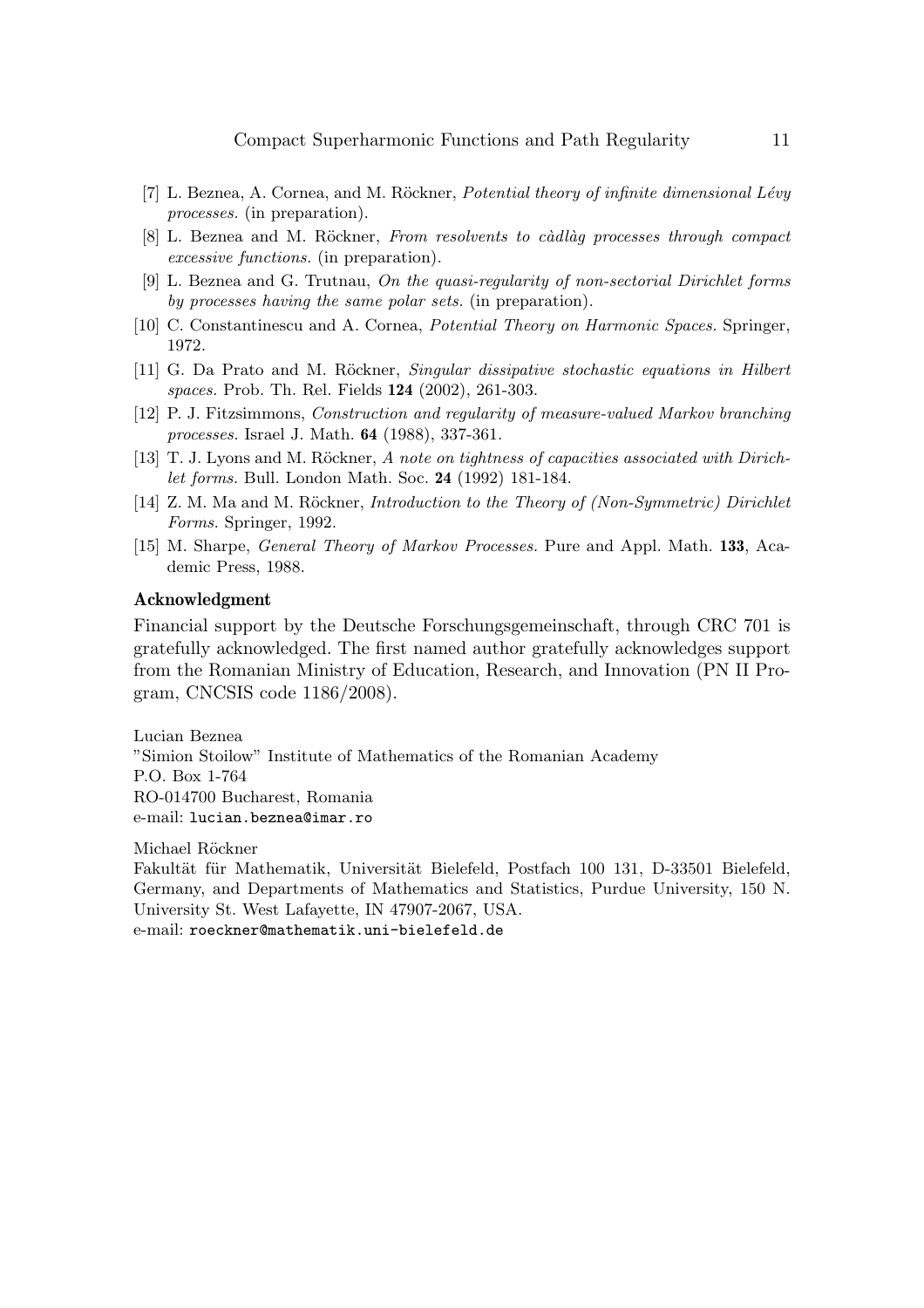[7] L. Beznea, A. Cornea, and M. Röckner, *Potential theory of infinite dimensional Lévy processes.* (in preparation).

[8] L. Beznea and M. Röckner, *From resolvents to càdlàg processes through compact excessive functions.* (in preparation).

[9] L. Beznea and G. Trutnau, *On the quasi-regularity of non-sectorial Dirichlet forms by processes having the same polar sets.* (in preparation).

[10] C. Constantinescu and A. Cornea, *Potential Theory on Harmonic Spaces.* Springer, 1972.

[11] G. Da Prato and M. Röckner, *Singular dissipative stochastic equations in Hilbert spaces.* Prob. Th. Rel. Fields **124** (2002), 261-303.

[12] P. J. Fitzsimmons, *Construction and regularity of measure-valued Markov branching processes.* Israel J. Math. **64** (1988), 337-361.

[13] T. J. Lyons and M. Röckner, *A note on tightness of capacities associated with Dirichlet forms.* Bull. London Math. Soc. **24** (1992) 181-184.

[14] Z. M. Ma and M. Röckner, *Introduction to the Theory of (Non-Symmetric) Dirichlet Forms.* Springer, 1992.

[15] M. Sharpe, *General Theory of Markov Processes.* Pure and Appl. Math. **133**, Academic Press, 1988.

**Acknowledgment**

Financial support by the Deutsche Forschungsgemeinschaft, through CRC 701 is gratefully acknowledged. The first named author gratefully acknowledges support from the Romanian Ministry of Education, Research, and Innovation (PN II Program, CNCSIS code 1186/2008).

Lucian Beznea
"Simion Stoilow" Institute of Mathematics of the Romanian Academy
P.O. Box 1-764
RO-014700 Bucharest, Romania
e-mail: lucian.beznea@imar.ro

Michael Röckner
Fakultät für Mathematik, Universität Bielefeld, Postfach 100 131, D-33501 Bielefeld, Germany, and Departments of Mathematics and Statistics, Purdue University, 150 N. University St. West Lafayette, IN 47907-2067, USA.
e-mail: roeckner@mathematik.uni-bielefeld.de